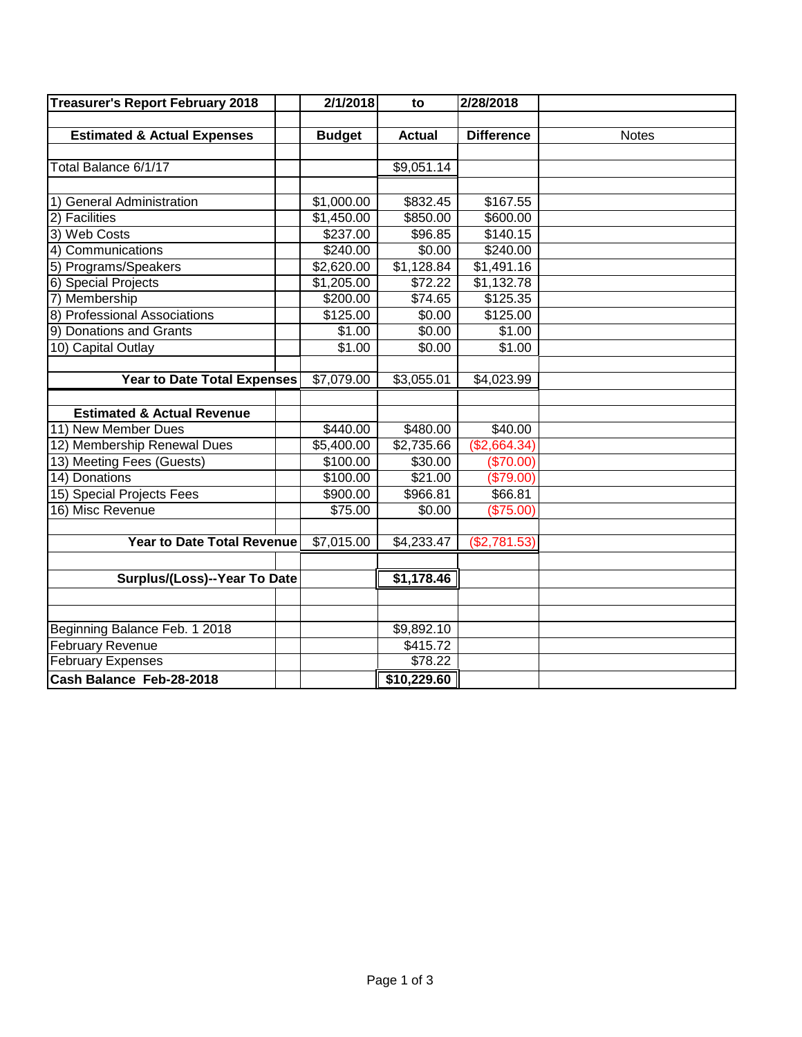| Treasurer's Report February 2018 | | 2/1/2018 | to | 2/28/2018 | |
|---|---|---|---|---|---|
| | | | | | |
| **Estimated & Actual Expenses** | | **Budget** | **Actual** | **Difference** | Notes |
| | | | | | |
| Total Balance 6/1/17 | | | $9,051.14 | | |
| | | | | | |
| 1) General Administration | | $1,000.00 | $832.45 | $167.55 | |
| 2) Facilities | | $1,450.00 | $850.00 | $600.00 | |
| 3) Web Costs | | $237.00 | $96.85 | $140.15 | |
| 4) Communications | | $240.00 | $0.00 | $240.00 | |
| 5) Programs/Speakers | | $2,620.00 | $1,128.84 | $1,491.16 | |
| 6) Special Projects | | $1,205.00 | $72.22 | $1,132.78 | |
| 7) Membership | | $200.00 | $74.65 | $125.35 | |
| 8) Professional Associations | | $125.00 | $0.00 | $125.00 | |
| 9) Donations and Grants | | $1.00 | $0.00 | $1.00 | |
| 10) Capital Outlay | | $1.00 | $0.00 | $1.00 | |
| | | | | | |
| **Year to Date Total Expenses** | | $7,079.00 | $3,055.01 | $4,023.99 | |
| | | | | | |
| **Estimated & Actual Revenue** | | | | | |
| 11) New Member Dues | | $440.00 | $480.00 | $40.00 | |
| 12) Membership Renewal Dues | | $5,400.00 | $2,735.66 | ($2,664.34) | |
| 13) Meeting Fees (Guests) | | $100.00 | $30.00 | ($70.00) | |
| 14) Donations | | $100.00 | $21.00 | ($79.00) | |
| 15) Special Projects Fees | | $900.00 | $966.81 | $66.81 | |
| 16) Misc Revenue | | $75.00 | $0.00 | ($75.00) | |
| | | | | | |
| **Year to Date Total Revenue** | | $7,015.00 | $4,233.47 | ($2,781.53) | |
| | | | | | |
| **Surplus/(Loss)--Year To Date** | | | **$1,178.46** | | |
| | | | | | |
| | | | | | |
| Beginning Balance Feb. 1 2018 | | | $9,892.10 | | |
| February Revenue | | | $415.72 | | |
| February Expenses | | | $78.22 | | |
| **Cash Balance Feb-28-2018** | | | **$10,229.60** | | |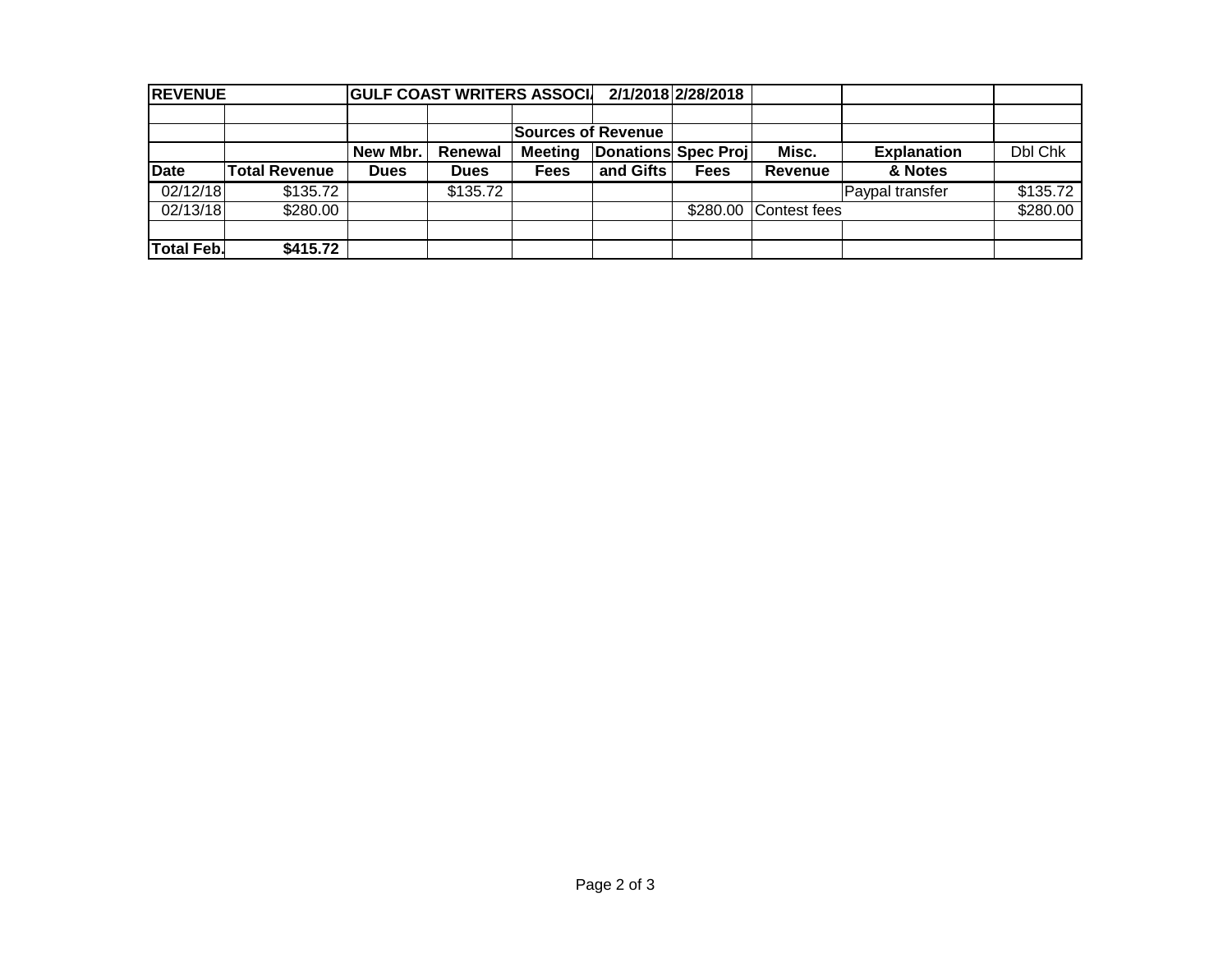| REVENUE | | GULF COAST WRITERS ASSOCI/ | | | 2/1/2018 | 2/28/2018 | | | |
|---|---|---|---|---|---|---|---|---|---|
| | | | | | | | | | |
| | | | | Sources of Revenue | | | | | |
| | | New Mbr. | Renewal | Meeting | Donations | Spec Proj | Misc. | Explanation | Dbl Chk |
| Date | Total Revenue | Dues | Dues | Fees | and Gifts | Fees | Revenue | & Notes | |
| 02/12/18 | $135.72 | | $135.72 | | | | | Paypal transfer | $135.72 |
| 02/13/18 | $280.00 | | | | | $280.00 | Contest fees | | $280.00 |
| | | | | | | | | | |
| Total Feb. | $415.72 | | | | | | | | |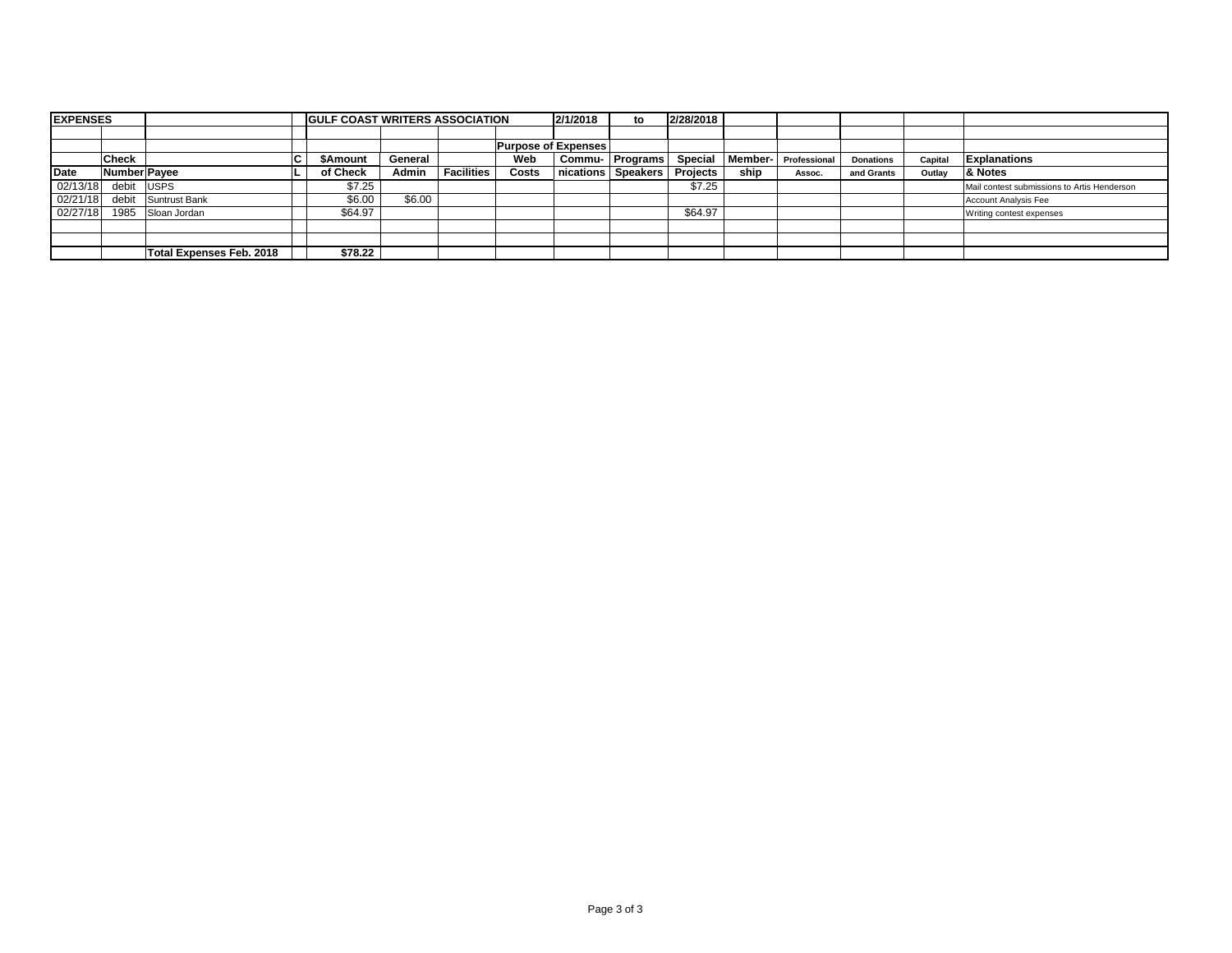| EXPENSES | | | | GULF COAST WRITERS ASSOCIATION | | | | 2/1/2018 | to | 2/28/2018 | | | | | |
|---|---|---|---|---|---|---|---|---|---|---|---|---|---|---|---|
| | | | | | | | | | | | | | | | |
| | | | | | | | Purpose of Expenses | | | | | | | | |
| | Check | | C | $Amount | General | | Web | Commu- | Programs | Special | Member- | Professional | Donations | Capital | Explanations |
| Date | Number | Payee | L | of Check | Admin | Facilities | Costs | nications | Speakers | Projects | ship | Assoc. | and Grants | Outlay | & Notes |
| 02/13/18 | debit | USPS | | $7.25 | | | | | | $7.25 | | | | | Mail contest submissions to Artis Henderson |
| 02/21/18 | debit | Suntrust Bank | | $6.00 | $6.00 | | | | | | | | | | Account Analysis Fee |
| 02/27/18 | 1985 | Sloan Jordan | | $64.97 | | | | | | $64.97 | | | | | Writing contest expenses |
| | | | | | | | | | | | | | | | |
| | | | | | | | | | | | | | | | |
| | | Total Expenses Feb. 2018 | | $78.22 | | | | | | | | | | | |